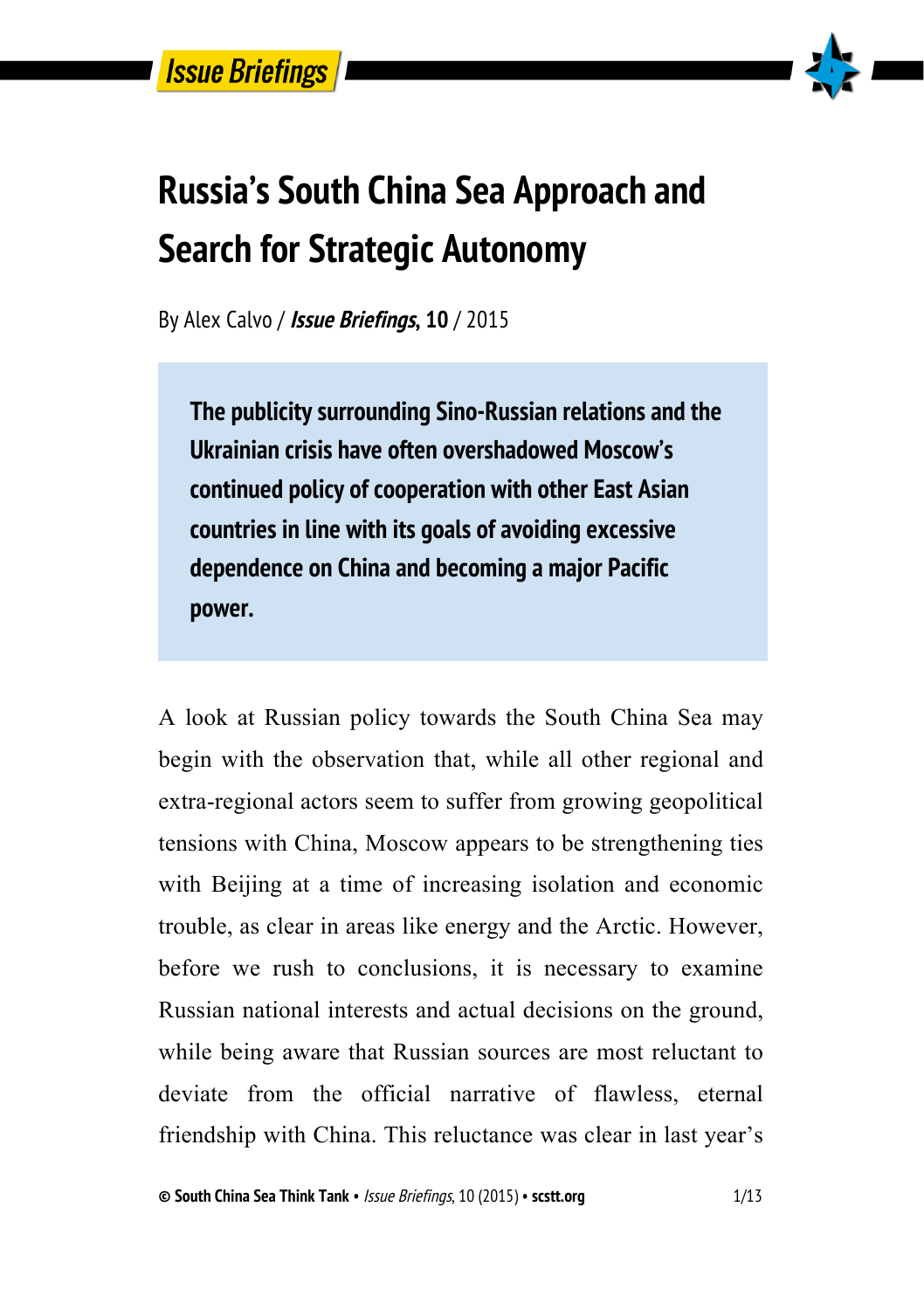# Russia's South China Sea Approach and Search for Strategic Autonomy

By Alex Calvo / ***Issue Briefings*, 10** / 2015

**The publicity surrounding Sino-Russian relations and the Ukrainian crisis have often overshadowed Moscow's continued policy of cooperation with other East Asian countries in line with its goals of avoiding excessive dependence on China and becoming a major Pacific power.**

A look at Russian policy towards the South China Sea may begin with the observation that, while all other regional and extra-regional actors seem to suffer from growing geopolitical tensions with China, Moscow appears to be strengthening ties with Beijing at a time of increasing isolation and economic trouble, as clear in areas like energy and the Arctic. However, before we rush to conclusions, it is necessary to examine Russian national interests and actual decisions on the ground, while being aware that Russian sources are most reluctant to deviate from the official narrative of flawless, eternal friendship with China. This reluctance was clear in last year's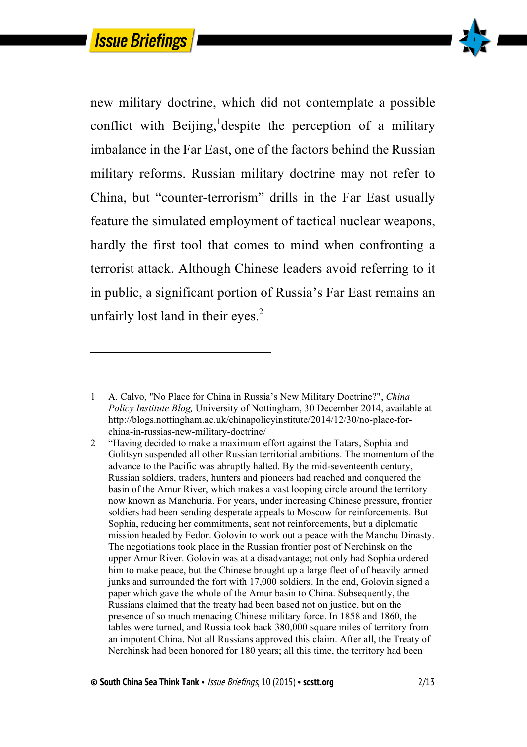new military doctrine, which did not contemplate a possible conflict with Beijing,[1]despite the perception of a military imbalance in the Far East, one of the factors behind the Russian military reforms. Russian military doctrine may not refer to China, but "counter-terrorism" drills in the Far East usually feature the simulated employment of tactical nuclear weapons, hardly the first tool that comes to mind when confronting a terrorist attack. Although Chinese leaders avoid referring to it in public, a significant portion of Russia's Far East remains an unfairly lost land in their eyes.[2]

---

1 A. Calvo, "No Place for China in Russia's New Military Doctrine?", *China Policy Institute Blog,* University of Nottingham, 30 December 2014, available at http://blogs.nottingham.ac.uk/chinapolicyinstitute/2014/12/30/no-place-for-china-in-russias-new-military-doctrine/

2 "Having decided to make a maximum effort against the Tatars, Sophia and Golitsyn suspended all other Russian territorial ambitions. The momentum of the advance to the Pacific was abruptly halted. By the mid-seventeenth century, Russian soldiers, traders, hunters and pioneers had reached and conquered the basin of the Amur River, which makes a vast looping circle around the territory now known as Manchuria. For years, under increasing Chinese pressure, frontier soldiers had been sending desperate appeals to Moscow for reinforcements. But Sophia, reducing her commitments, sent not reinforcements, but a diplomatic mission headed by Fedor. Golovin to work out a peace with the Manchu Dinasty. The negotiations took place in the Russian frontier post of Nerchinsk on the upper Amur River. Golovin was at a disadvantage; not only had Sophia ordered him to make peace, but the Chinese brought up a large fleet of of heavily armed junks and surrounded the fort with 17,000 soldiers. In the end, Golovin signed a paper which gave the whole of the Amur basin to China. Subsequently, the Russians claimed that the treaty had been based not on justice, but on the presence of so much menacing Chinese military force. In 1858 and 1860, the tables were turned, and Russia took back 380,000 square miles of territory from an impotent China. Not all Russians approved this claim. After all, the Treaty of Nerchinsk had been honored for 180 years; all this time, the territory had been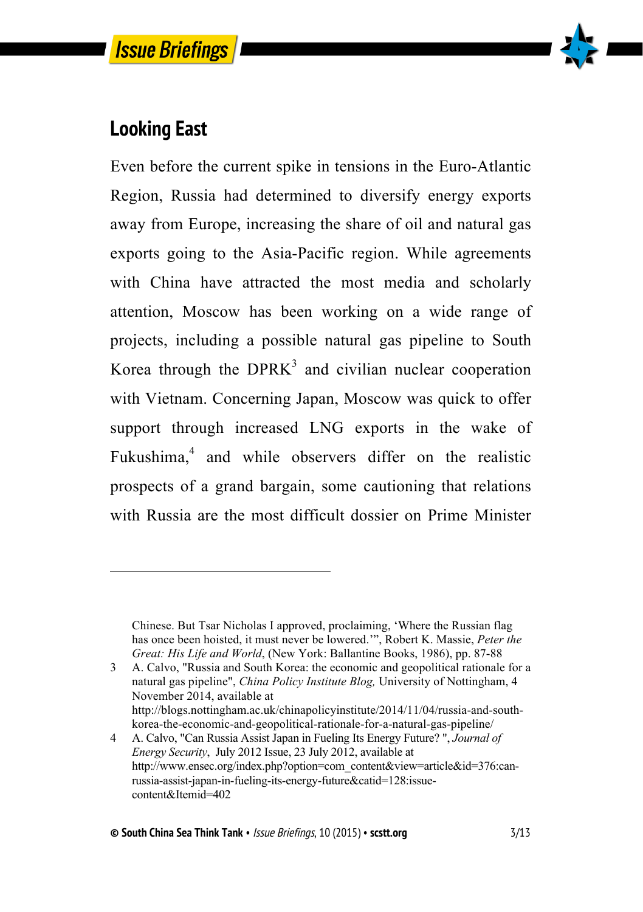## Looking East

Even before the current spike in tensions in the Euro-Atlantic Region, Russia had determined to diversify energy exports away from Europe, increasing the share of oil and natural gas exports going to the Asia-Pacific region. While agreements with China have attracted the most media and scholarly attention, Moscow has been working on a wide range of projects, including a possible natural gas pipeline to South Korea through the DPRK[3] and civilian nuclear cooperation with Vietnam. Concerning Japan, Moscow was quick to offer support through increased LNG exports in the wake of Fukushima,[4] and while observers differ on the realistic prospects of a grand bargain, some cautioning that relations with Russia are the most difficult dossier on Prime Minister

---

Chinese. But Tsar Nicholas I approved, proclaiming, 'Where the Russian flag has once been hoisted, it must never be lowered.'", Robert K. Massie, *Peter the Great: His Life and World*, (New York: Ballantine Books, 1986), pp. 87-88

3 A. Calvo, "Russia and South Korea: the economic and geopolitical rationale for a natural gas pipeline", *China Policy Institute Blog,* University of Nottingham, 4 November 2014, available at http://blogs.nottingham.ac.uk/chinapolicyinstitute/2014/11/04/russia-and-south-korea-the-economic-and-geopolitical-rationale-for-a-natural-gas-pipeline/

4 A. Calvo, "Can Russia Assist Japan in Fueling Its Energy Future? ", *Journal of Energy Security*, July 2012 Issue, 23 July 2012, available at http://www.ensec.org/index.php?option=com_content&view=article&id=376:can-russia-assist-japan-in-fueling-its-energy-future&catid=128:issue-content&Itemid=402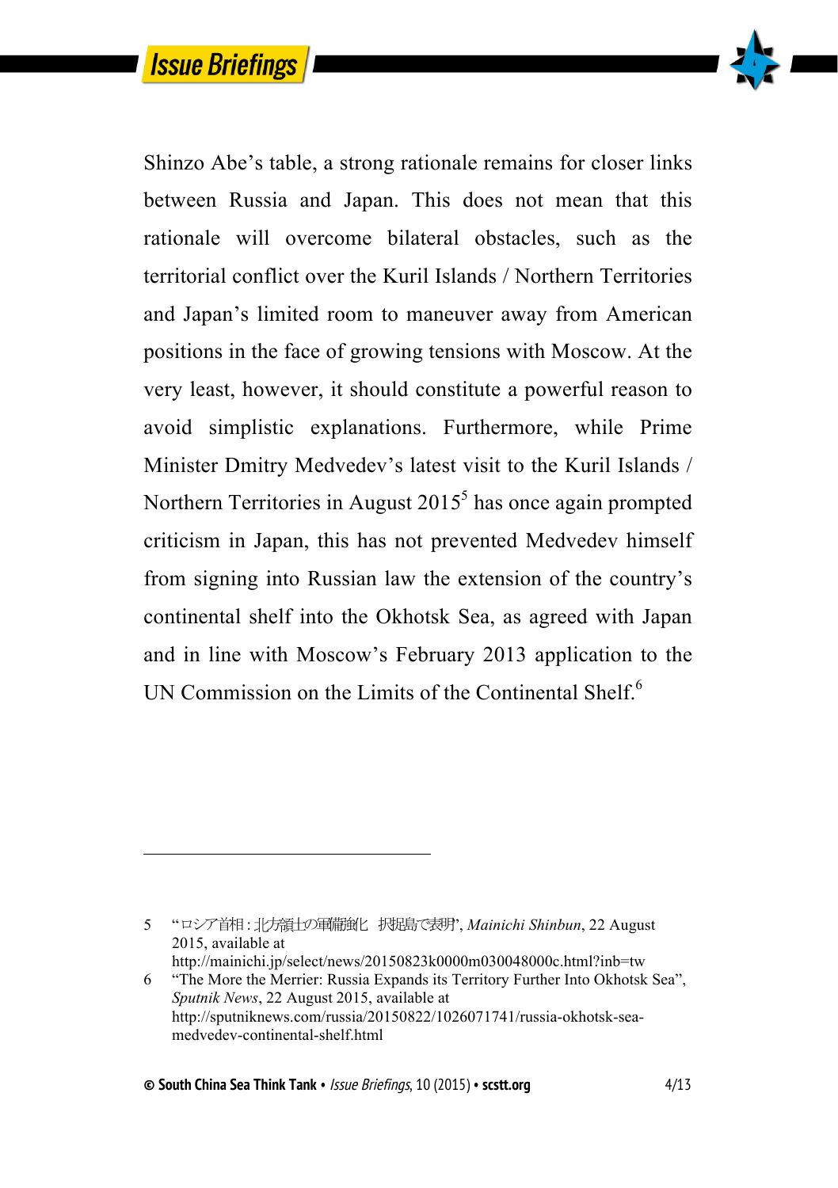Shinzo Abe's table, a strong rationale remains for closer links between Russia and Japan. This does not mean that this rationale will overcome bilateral obstacles, such as the territorial conflict over the Kuril Islands / Northern Territories and Japan's limited room to maneuver away from American positions in the face of growing tensions with Moscow. At the very least, however, it should constitute a powerful reason to avoid simplistic explanations. Furthermore, while Prime Minister Dmitry Medvedev's latest visit to the Kuril Islands / Northern Territories in August 2015[5] has once again prompted criticism in Japan, this has not prevented Medvedev himself from signing into Russian law the extension of the country's continental shelf into the Okhotsk Sea, as agreed with Japan and in line with Moscow's February 2013 application to the UN Commission on the Limits of the Continental Shelf.[6]

---

5 "ロシア首相：北方領土の軍備強化　択捉島で表明", *Mainichi Shinbun*, 22 August 2015, available at http://mainichi.jp/select/news/20150823k0000m030048000c.html?inb=tw

6 "The More the Merrier: Russia Expands its Territory Further Into Okhotsk Sea", *Sputnik News*, 22 August 2015, available at http://sputniknews.com/russia/20150822/1026071741/russia-okhotsk-sea-medvedev-continental-shelf.html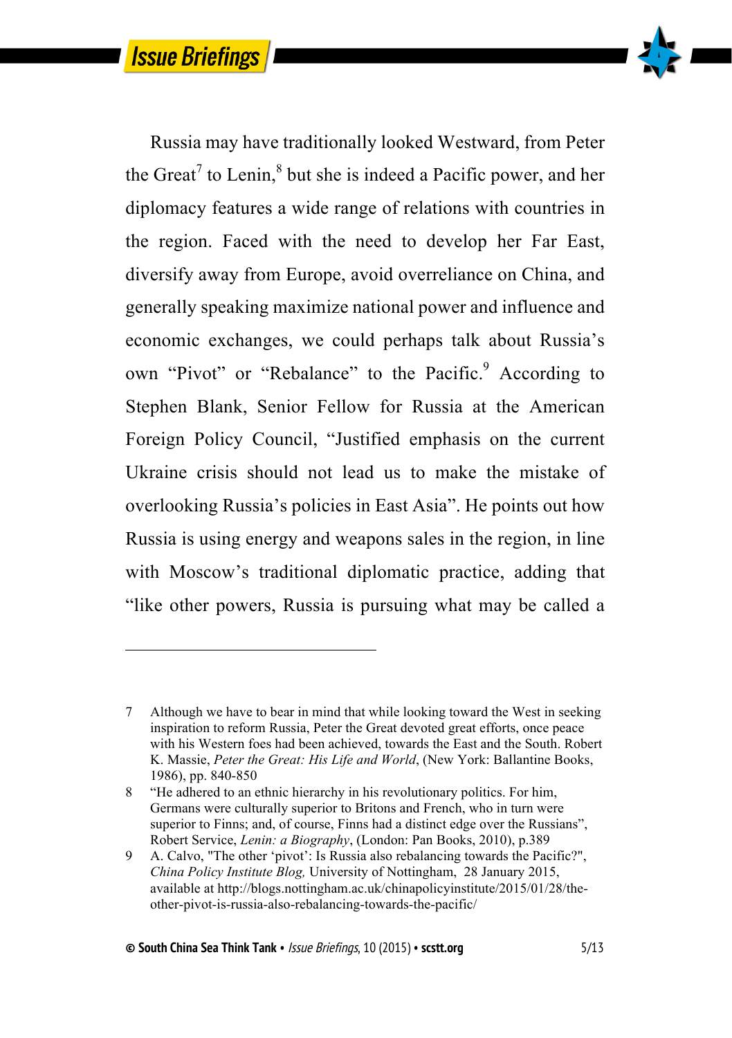Russia may have traditionally looked Westward, from Peter the Great[7] to Lenin,[8] but she is indeed a Pacific power, and her diplomacy features a wide range of relations with countries in the region. Faced with the need to develop her Far East, diversify away from Europe, avoid overreliance on China, and generally speaking maximize national power and influence and economic exchanges, we could perhaps talk about Russia's own "Pivot" or "Rebalance" to the Pacific.[9] According to Stephen Blank, Senior Fellow for Russia at the American Foreign Policy Council, "Justified emphasis on the current Ukraine crisis should not lead us to make the mistake of overlooking Russia's policies in East Asia". He points out how Russia is using energy and weapons sales in the region, in line with Moscow's traditional diplomatic practice, adding that "like other powers, Russia is pursuing what may be called a

---

7 Although we have to bear in mind that while looking toward the West in seeking inspiration to reform Russia, Peter the Great devoted great efforts, once peace with his Western foes had been achieved, towards the East and the South. Robert K. Massie, *Peter the Great: His Life and World*, (New York: Ballantine Books, 1986), pp. 840-850

8 "He adhered to an ethnic hierarchy in his revolutionary politics. For him, Germans were culturally superior to Britons and French, who in turn were superior to Finns; and, of course, Finns had a distinct edge over the Russians", Robert Service, *Lenin: a Biography*, (London: Pan Books, 2010), p.389

9 A. Calvo, "The other 'pivot': Is Russia also rebalancing towards the Pacific?", *China Policy Institute Blog,* University of Nottingham, 28 January 2015, available at http://blogs.nottingham.ac.uk/chinapolicyinstitute/2015/01/28/the-other-pivot-is-russia-also-rebalancing-towards-the-pacific/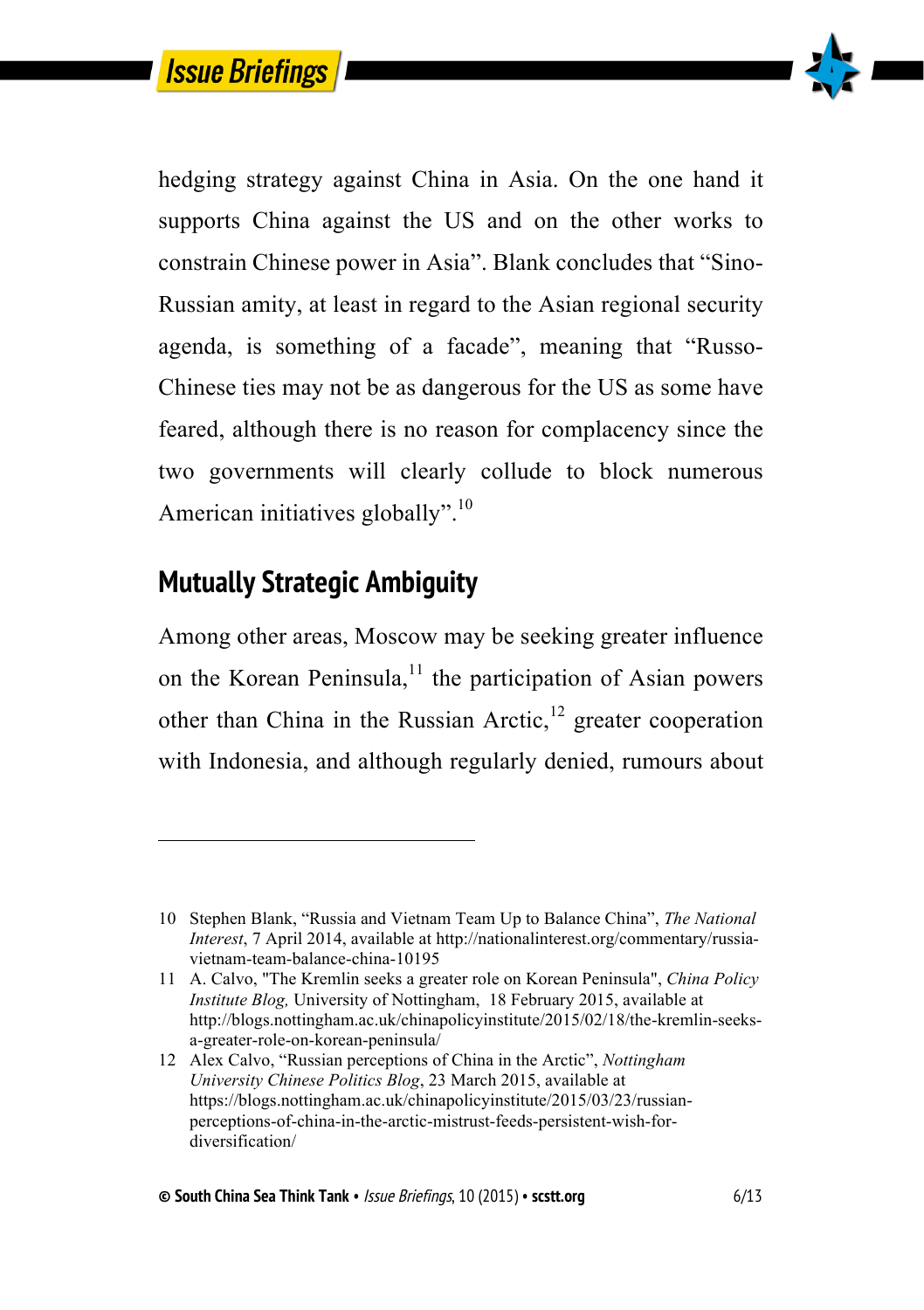hedging strategy against China in Asia. On the one hand it supports China against the US and on the other works to constrain Chinese power in Asia". Blank concludes that "Sino-Russian amity, at least in regard to the Asian regional security agenda, is something of a facade", meaning that "Russo-Chinese ties may not be as dangerous for the US as some have feared, although there is no reason for complacency since the two governments will clearly collude to block numerous American initiatives globally".[10]

## Mutually Strategic Ambiguity

Among other areas, Moscow may be seeking greater influence on the Korean Peninsula,[11] the participation of Asian powers other than China in the Russian Arctic,[12] greater cooperation with Indonesia, and although regularly denied, rumours about

---

10 Stephen Blank, "Russia and Vietnam Team Up to Balance China", *The National Interest*, 7 April 2014, available at http://nationalinterest.org/commentary/russia-vietnam-team-balance-china-10195

11 A. Calvo, "The Kremlin seeks a greater role on Korean Peninsula", *China Policy Institute Blog,* University of Nottingham, 18 February 2015, available at http://blogs.nottingham.ac.uk/chinapolicyinstitute/2015/02/18/the-kremlin-seeks-a-greater-role-on-korean-peninsula/

12 Alex Calvo, "Russian perceptions of China in the Arctic", *Nottingham University Chinese Politics Blog*, 23 March 2015, available at https://blogs.nottingham.ac.uk/chinapolicyinstitute/2015/03/23/russian-perceptions-of-china-in-the-arctic-mistrust-feeds-persistent-wish-for-diversification/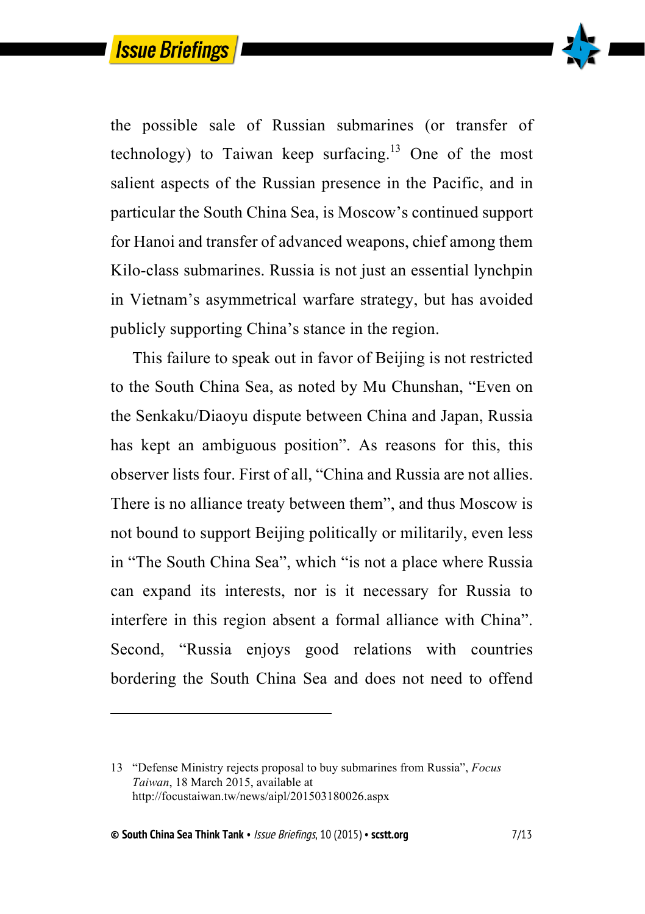the possible sale of Russian submarines (or transfer of technology) to Taiwan keep surfacing.[13] One of the most salient aspects of the Russian presence in the Pacific, and in particular the South China Sea, is Moscow's continued support for Hanoi and transfer of advanced weapons, chief among them Kilo-class submarines. Russia is not just an essential lynchpin in Vietnam's asymmetrical warfare strategy, but has avoided publicly supporting China's stance in the region.

This failure to speak out in favor of Beijing is not restricted to the South China Sea, as noted by Mu Chunshan, "Even on the Senkaku/Diaoyu dispute between China and Japan, Russia has kept an ambiguous position". As reasons for this, this observer lists four. First of all, "China and Russia are not allies. There is no alliance treaty between them", and thus Moscow is not bound to support Beijing politically or militarily, even less in "The South China Sea", which "is not a place where Russia can expand its interests, nor is it necessary for Russia to interfere in this region absent a formal alliance with China". Second, "Russia enjoys good relations with countries bordering the South China Sea and does not need to offend

---

13 "Defense Ministry rejects proposal to buy submarines from Russia", *Focus Taiwan*, 18 March 2015, available at http://focustaiwan.tw/news/aipl/201503180026.aspx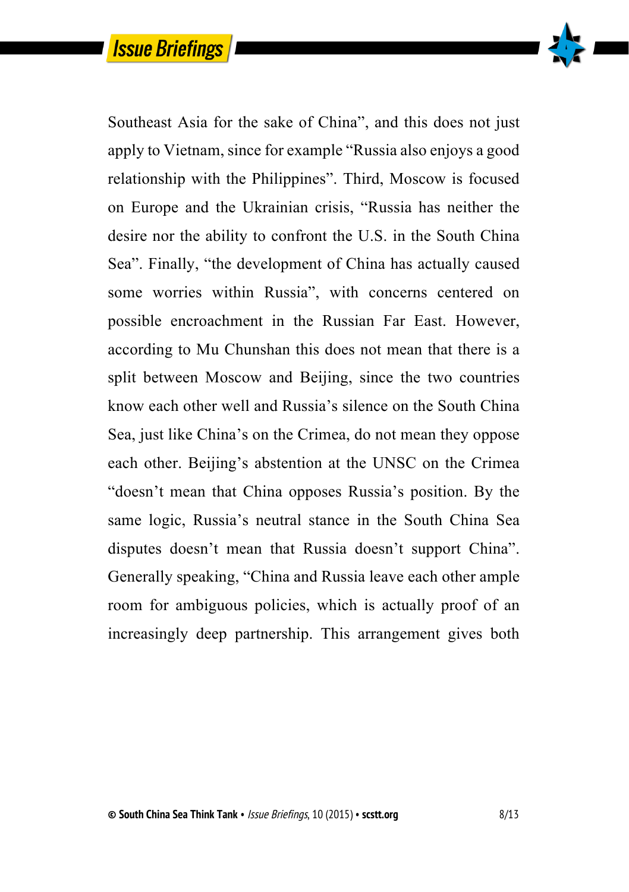Southeast Asia for the sake of China", and this does not just apply to Vietnam, since for example "Russia also enjoys a good relationship with the Philippines". Third, Moscow is focused on Europe and the Ukrainian crisis, "Russia has neither the desire nor the ability to confront the U.S. in the South China Sea". Finally, "the development of China has actually caused some worries within Russia", with concerns centered on possible encroachment in the Russian Far East. However, according to Mu Chunshan this does not mean that there is a split between Moscow and Beijing, since the two countries know each other well and Russia's silence on the South China Sea, just like China's on the Crimea, do not mean they oppose each other. Beijing's abstention at the UNSC on the Crimea "doesn't mean that China opposes Russia's position. By the same logic, Russia's neutral stance in the South China Sea disputes doesn't mean that Russia doesn't support China". Generally speaking, "China and Russia leave each other ample room for ambiguous policies, which is actually proof of an increasingly deep partnership. This arrangement gives both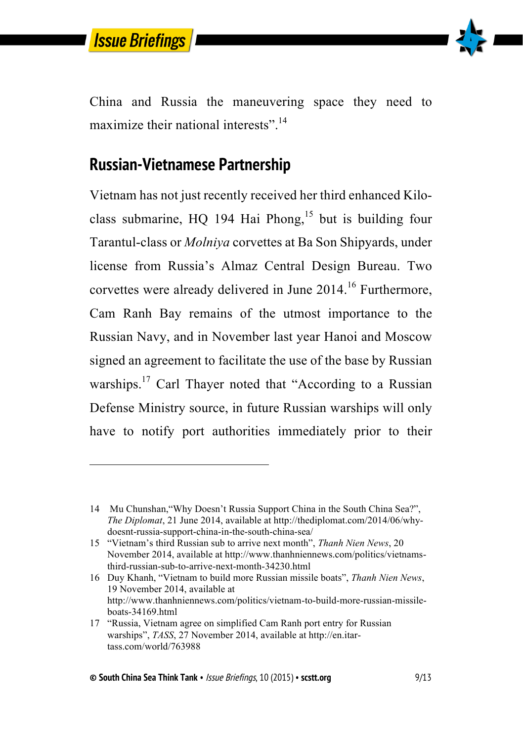China and Russia the maneuvering space they need to maximize their national interests".[14]

## Russian-Vietnamese Partnership

Vietnam has not just recently received her third enhanced Kilo-class submarine, HQ 194 Hai Phong,[15] but is building four Tarantul-class or *Molniya* corvettes at Ba Son Shipyards, under license from Russia's Almaz Central Design Bureau. Two corvettes were already delivered in June 2014.[16] Furthermore, Cam Ranh Bay remains of the utmost importance to the Russian Navy, and in November last year Hanoi and Moscow signed an agreement to facilitate the use of the base by Russian warships.[17] Carl Thayer noted that "According to a Russian Defense Ministry source, in future Russian warships will only have to notify port authorities immediately prior to their

---

14 Mu Chunshan,"Why Doesn't Russia Support China in the South China Sea?", *The Diplomat*, 21 June 2014, available at http://thediplomat.com/2014/06/why-doesnt-russia-support-china-in-the-south-china-sea/

15 "Vietnam's third Russian sub to arrive next month", *Thanh Nien News*, 20 November 2014, available at http://www.thanhniennews.com/politics/vietnams-third-russian-sub-to-arrive-next-month-34230.html

16 Duy Khanh, "Vietnam to build more Russian missile boats", *Thanh Nien News*, 19 November 2014, available at http://www.thanhniennews.com/politics/vietnam-to-build-more-russian-missile-boats-34169.html

17 "Russia, Vietnam agree on simplified Cam Ranh port entry for Russian warships", *TASS*, 27 November 2014, available at http://en.itar-tass.com/world/763988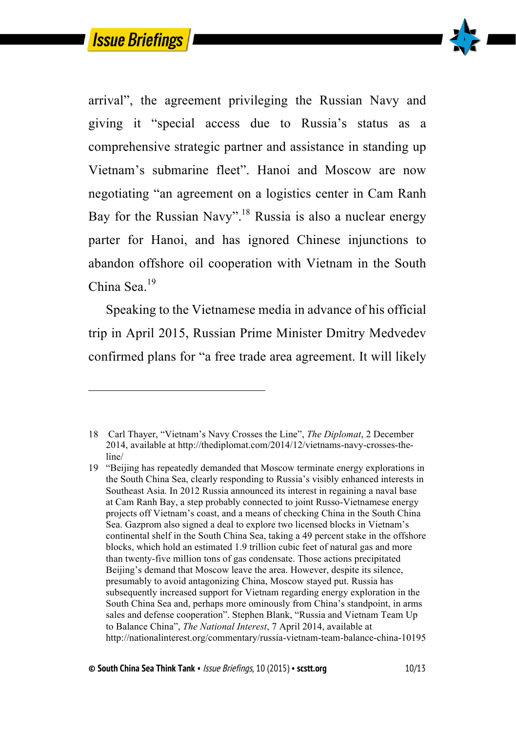arrival", the agreement privileging the Russian Navy and giving it "special access due to Russia's status as a comprehensive strategic partner and assistance in standing up Vietnam's submarine fleet". Hanoi and Moscow are now negotiating "an agreement on a logistics center in Cam Ranh Bay for the Russian Navy".[18] Russia is also a nuclear energy parter for Hanoi, and has ignored Chinese injunctions to abandon offshore oil cooperation with Vietnam in the South China Sea.[19]

Speaking to the Vietnamese media in advance of his official trip in April 2015, Russian Prime Minister Dmitry Medvedev confirmed plans for "a free trade area agreement. It will likely

---

18 Carl Thayer, "Vietnam's Navy Crosses the Line", *The Diplomat*, 2 December 2014, available at http://thediplomat.com/2014/12/vietnams-navy-crosses-the-line/

19 "Beijing has repeatedly demanded that Moscow terminate energy explorations in the South China Sea, clearly responding to Russia's visibly enhanced interests in Southeast Asia. In 2012 Russia announced its interest in regaining a naval base at Cam Ranh Bay, a step probably connected to joint Russo-Vietnamese energy projects off Vietnam's coast, and a means of checking China in the South China Sea. Gazprom also signed a deal to explore two licensed blocks in Vietnam's continental shelf in the South China Sea, taking a 49 percent stake in the offshore blocks, which hold an estimated 1.9 trillion cubic feet of natural gas and more than twenty-five million tons of gas condensate. Those actions precipitated Beijing's demand that Moscow leave the area. However, despite its silence, presumably to avoid antagonizing China, Moscow stayed put. Russia has subsequently increased support for Vietnam regarding energy exploration in the South China Sea and, perhaps more ominously from China's standpoint, in arms sales and defense cooperation". Stephen Blank, "Russia and Vietnam Team Up to Balance China", *The National Interest*, 7 April 2014, available at http://nationalinterest.org/commentary/russia-vietnam-team-balance-china-10195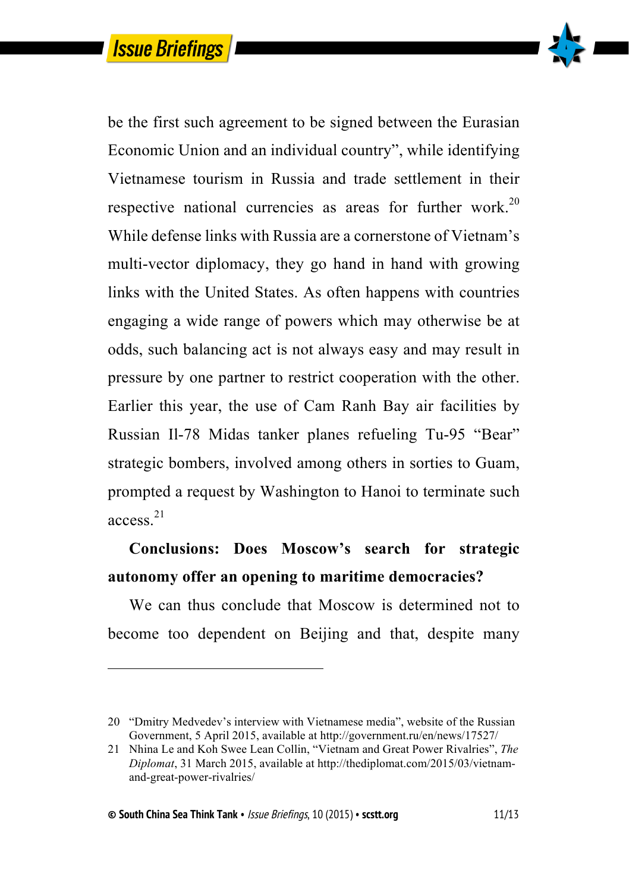be the first such agreement to be signed between the Eurasian Economic Union and an individual country", while identifying Vietnamese tourism in Russia and trade settlement in their respective national currencies as areas for further work.[20] While defense links with Russia are a cornerstone of Vietnam's multi-vector diplomacy, they go hand in hand with growing links with the United States. As often happens with countries engaging a wide range of powers which may otherwise be at odds, such balancing act is not always easy and may result in pressure by one partner to restrict cooperation with the other. Earlier this year, the use of Cam Ranh Bay air facilities by Russian Il-78 Midas tanker planes refueling Tu-95 "Bear" strategic bombers, involved among others in sorties to Guam, prompted a request by Washington to Hanoi to terminate such access.[21]

**Conclusions: Does Moscow's search for strategic autonomy offer an opening to maritime democracies?**

We can thus conclude that Moscow is determined not to become too dependent on Beijing and that, despite many

---

20 "Dmitry Medvedev's interview with Vietnamese media", website of the Russian Government, 5 April 2015, available at http://government.ru/en/news/17527/

21 Nhina Le and Koh Swee Lean Collin, "Vietnam and Great Power Rivalries", *The Diplomat*, 31 March 2015, available at http://thediplomat.com/2015/03/vietnam-and-great-power-rivalries/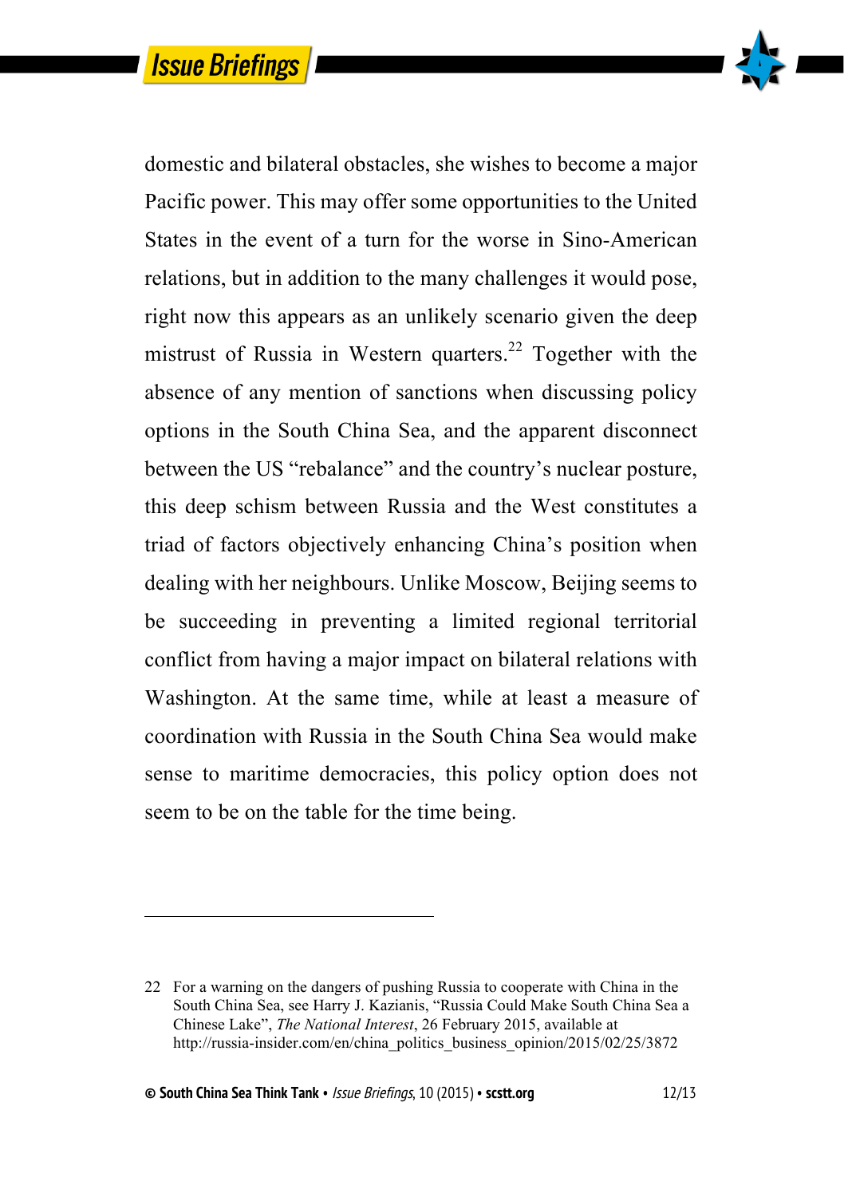domestic and bilateral obstacles, she wishes to become a major Pacific power. This may offer some opportunities to the United States in the event of a turn for the worse in Sino-American relations, but in addition to the many challenges it would pose, right now this appears as an unlikely scenario given the deep mistrust of Russia in Western quarters.[22] Together with the absence of any mention of sanctions when discussing policy options in the South China Sea, and the apparent disconnect between the US "rebalance" and the country's nuclear posture, this deep schism between Russia and the West constitutes a triad of factors objectively enhancing China's position when dealing with her neighbours. Unlike Moscow, Beijing seems to be succeeding in preventing a limited regional territorial conflict from having a major impact on bilateral relations with Washington. At the same time, while at least a measure of coordination with Russia in the South China Sea would make sense to maritime democracies, this policy option does not seem to be on the table for the time being.

---

22 For a warning on the dangers of pushing Russia to cooperate with China in the South China Sea, see Harry J. Kazianis, "Russia Could Make South China Sea a Chinese Lake", *The National Interest*, 26 February 2015, available at http://russia-insider.com/en/china_politics_business_opinion/2015/02/25/3872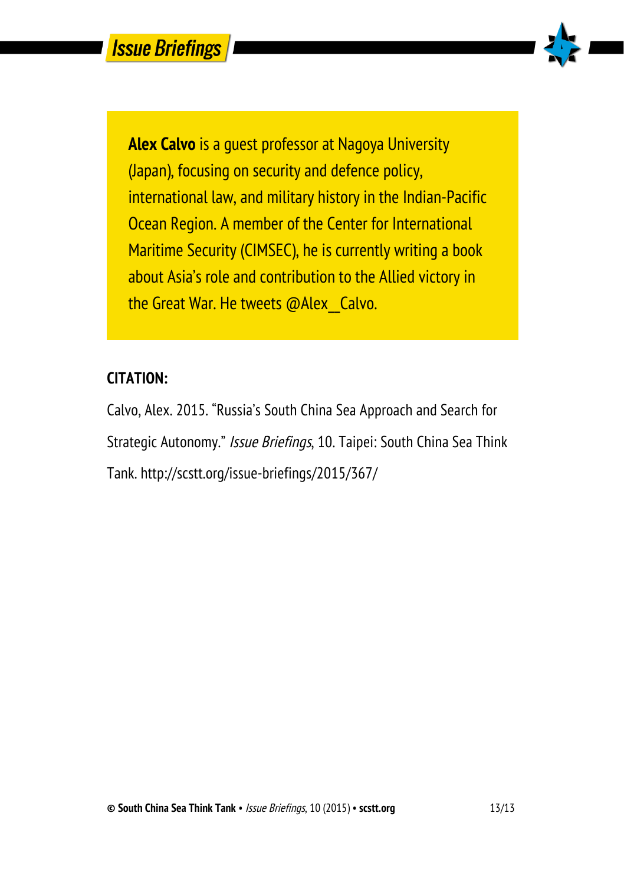**Alex Calvo** is a guest professor at Nagoya University (Japan), focusing on security and defence policy, international law, and military history in the Indian-Pacific Ocean Region. A member of the Center for International Maritime Security (CIMSEC), he is currently writing a book about Asia's role and contribution to the Allied victory in the Great War. He tweets @Alex_Calvo.

**CITATION:**

Calvo, Alex. 2015. "Russia's South China Sea Approach and Search for Strategic Autonomy." *Issue Briefings*, 10. Taipei: South China Sea Think Tank. http://scstt.org/issue-briefings/2015/367/